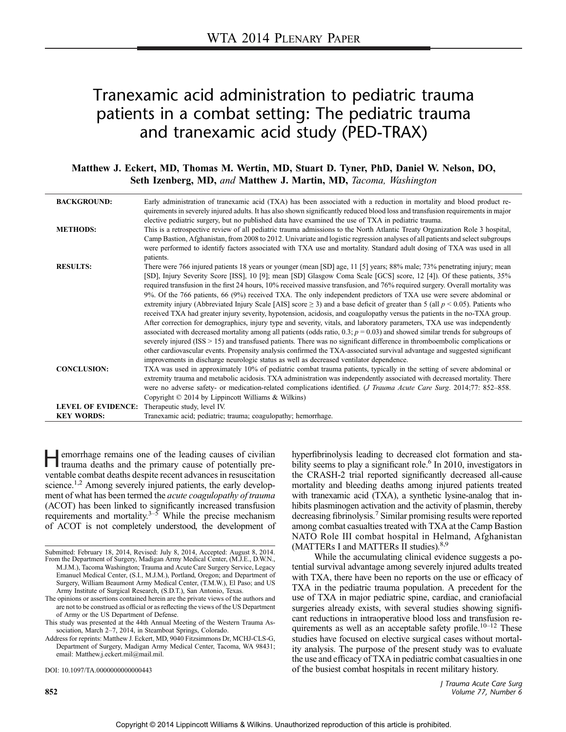WTA 2014 PLENARY PAPER

# Tranexamic acid administration to pediatric trauma patients in a combat setting: The pediatric trauma and tranexamic acid study (PED-TRAX)

**Matthew J. Eckert, MD, Thomas M. Wertin, MD, Stuart D. Tyner, PhD, Daniel W. Nelson, DO, Seth Izenberg, MD,** *and* **Matthew J. Martin, MD,** *Tacoma, Washington*

**BACKGROUND:** Early administration of tranexamic acid (TXA) has been associated with a reduction in mortality and blood product requirements in severely injured adults. It has also shown significantly reduced blood loss and transfusion requirements in major elective pediatric surgery, but no published data have examined the use of TXA in pediatric trauma.

**METHODS:** This is a retrospective review of all pediatric trauma admissions to the North Atlantic Treaty Organization Role 3 hospital, Camp Bastion, Afghanistan, from 2008 to 2012. Univariate and logistic regression analyses of all patients and select subgroups were performed to identify factors associated with TXA use and mortality. Standard adult dosing of TXA was used in all patients.

**RESULTS:** There were 766 injured patients 18 years or younger (mean [SD] age, 11 [5] years; 88% male; 73% penetrating injury; mean [SD], Injury Severity Score [ISS], 10 [9]; mean [SD] Glasgow Coma Scale [GCS] score, 12 [4]). Of these patients, 35% required transfusion in the first 24 hours, 10% received massive transfusion, and 76% required surgery. Overall mortality was 9%. Of the 766 patients, 66 (9%) received TXA. The only independent predictors of TXA use were severe abdominal or extremity injury (Abbreviated Injury Scale [AIS] score ≥ 3) and a base deficit of greater than 5 (all $p < 0.05$). Patients who received TXA had greater injury severity, hypotension, acidosis, and coagulopathy versus the patients in the no-TXA group. After correction for demographics, injury type and severity, vitals, and laboratory parameters, TXA use was independently associated with decreased mortality among all patients (odds ratio, 0.3; $p = 0.03$) and showed similar trends for subgroups of severely injured (ISS > 15) and transfused patients. There was no significant difference in thromboembolic complications or other cardiovascular events. Propensity analysis confirmed the TXA-associated survival advantage and suggested significant improvements in discharge neurologic status as well as decreased ventilator dependence.

**CONCLUSION:** TXA was used in approximately 10% of pediatric combat trauma patients, typically in the setting of severe abdominal or extremity trauma and metabolic acidosis. TXA administration was independently associated with decreased mortality. There were no adverse safety- or medication-related complications identified. (*J Trauma Acute Care Surg.* 2014;77: 852–858. Copyright © 2014 by Lippincott Williams & Wilkins)

**LEVEL OF EVIDENCE:** Therapeutic study, level IV.

**KEY WORDS:** Tranexamic acid; pediatric; trauma; coagulopathy; hemorrhage.

Hemorrhage remains one of the leading causes of civilian trauma deaths and the primary cause of potentially preventable combat deaths despite recent advances in resuscitation science.[1,2] Among severely injured patients, the early development of what has been termed the *acute coagulopathy of trauma* (ACOT) has been linked to significantly increased transfusion requirements and mortality.[3–5] While the precise mechanism of ACOT is not completely understood, the development of hyperfibrinolysis leading to decreased clot formation and stability seems to play a significant role.[6] In 2010, investigators in the CRASH-2 trial reported significantly decreased all-cause mortality and bleeding deaths among injured patients treated with tranexamic acid (TXA), a synthetic lysine-analog that inhibits plasminogen activation and the activity of plasmin, thereby decreasing fibrinolysis.[7] Similar promising results were reported among combat casualties treated with TXA at the Camp Bastion NATO Role III combat hospital in Helmand, Afghanistan (MATTERs I and MATTERs II studies).[8,9]

While the accumulating clinical evidence suggests a potential survival advantage among severely injured adults treated with TXA, there have been no reports on the use or efficacy of TXA in the pediatric trauma population. A precedent for the use of TXA in major pediatric spine, cardiac, and craniofacial surgeries already exists, with several studies showing significant reductions in intraoperative blood loss and transfusion requirements as well as an acceptable safety profile.[10–12] These studies have focused on elective surgical cases without mortality analysis. The purpose of the present study was to evaluate the use and efficacy of TXA in pediatric combat casualties in one of the busiest combat hospitals in recent military history.

Submitted: February 18, 2014, Revised: July 8, 2014, Accepted: August 8, 2014.
From the Department of Surgery, Madigan Army Medical Center, (M.J.E., D.W.N., M.J.M.), Tacoma Washington; Trauma and Acute Care Surgery Service, Legacy Emanuel Medical Center, (S.I., M.J.M.), Portland, Oregon; and Department of Surgery, William Beaumont Army Medical Center, (T.M.W.), El Paso; and US Army Institute of Surgical Research, (S.D.T.), San Antonio, Texas.
The opinions or assertions contained herein are the private views of the authors and are not to be construed as official or as reflecting the views of the US Department of Army or the US Department of Defense.
This study was presented at the 44th Annual Meeting of the Western Trauma Association, March 2–7, 2014, in Steamboat Springs, Colorado.
Address for reprints: Matthew J. Eckert, MD, 9040 Fitzsimmons Dr, MCHJ-CLS-G, Department of Surgery, Madigan Army Medical Center, Tacoma, WA 98431; email: Matthew.j.eckert.mil@mail.mil.

DOI: 10.1097/TA.0000000000000443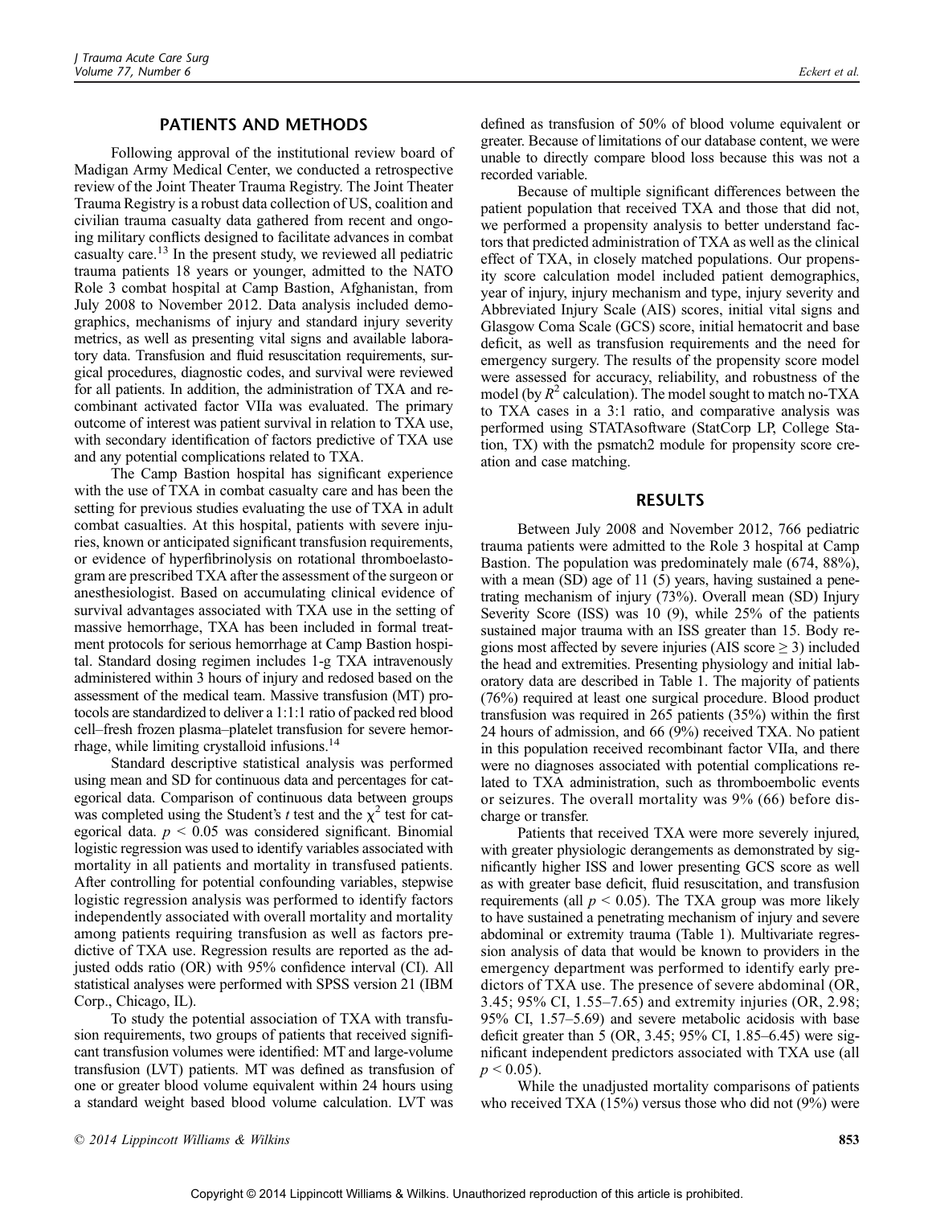## PATIENTS AND METHODS

Following approval of the institutional review board of Madigan Army Medical Center, we conducted a retrospective review of the Joint Theater Trauma Registry. The Joint Theater Trauma Registry is a robust data collection of US, coalition and civilian trauma casualty data gathered from recent and ongoing military conflicts designed to facilitate advances in combat casualty care.[13] In the present study, we reviewed all pediatric trauma patients 18 years or younger, admitted to the NATO Role 3 combat hospital at Camp Bastion, Afghanistan, from July 2008 to November 2012. Data analysis included demographics, mechanisms of injury and standard injury severity metrics, as well as presenting vital signs and available laboratory data. Transfusion and fluid resuscitation requirements, surgical procedures, diagnostic codes, and survival were reviewed for all patients. In addition, the administration of TXA and recombinant activated factor VIIa was evaluated. The primary outcome of interest was patient survival in relation to TXA use, with secondary identification of factors predictive of TXA use and any potential complications related to TXA.

The Camp Bastion hospital has significant experience with the use of TXA in combat casualty care and has been the setting for previous studies evaluating the use of TXA in adult combat casualties. At this hospital, patients with severe injuries, known or anticipated significant transfusion requirements, or evidence of hyperfibrinolysis on rotational thromboelastogram are prescribed TXA after the assessment of the surgeon or anesthesiologist. Based on accumulating clinical evidence of survival advantages associated with TXA use in the setting of massive hemorrhage, TXA has been included in formal treatment protocols for serious hemorrhage at Camp Bastion hospital. Standard dosing regimen includes 1-g TXA intravenously administered within 3 hours of injury and redosed based on the assessment of the medical team. Massive transfusion (MT) protocols are standardized to deliver a 1:1:1 ratio of packed red blood cell–fresh frozen plasma–platelet transfusion for severe hemorrhage, while limiting crystalloid infusions.[14]

Standard descriptive statistical analysis was performed using mean and SD for continuous data and percentages for categorical data. Comparison of continuous data between groups was completed using the Student's *t* test and the $\chi^2$ test for categorical data. $p < 0.05$ was considered significant. Binomial logistic regression was used to identify variables associated with mortality in all patients and mortality in transfused patients. After controlling for potential confounding variables, stepwise logistic regression analysis was performed to identify factors independently associated with overall mortality and mortality among patients requiring transfusion as well as factors predictive of TXA use. Regression results are reported as the adjusted odds ratio (OR) with 95% confidence interval (CI). All statistical analyses were performed with SPSS version 21 (IBM Corp., Chicago, IL).

To study the potential association of TXA with transfusion requirements, two groups of patients that received significant transfusion volumes were identified: MT and large-volume transfusion (LVT) patients. MT was defined as transfusion of one or greater blood volume equivalent within 24 hours using a standard weight based blood volume calculation. LVT was defined as transfusion of 50% of blood volume equivalent or greater. Because of limitations of our database content, we were unable to directly compare blood loss because this was not a recorded variable.

Because of multiple significant differences between the patient population that received TXA and those that did not, we performed a propensity analysis to better understand factors that predicted administration of TXA as well as the clinical effect of TXA, in closely matched populations. Our propensity score calculation model included patient demographics, year of injury, injury mechanism and type, injury severity and Abbreviated Injury Scale (AIS) scores, initial vital signs and Glasgow Coma Scale (GCS) score, initial hematocrit and base deficit, as well as transfusion requirements and the need for emergency surgery. The results of the propensity score model were assessed for accuracy, reliability, and robustness of the model (by $R^2$ calculation). The model sought to match no-TXA to TXA cases in a 3:1 ratio, and comparative analysis was performed using STATAsoftware (StatCorp LP, College Station, TX) with the psmatch2 module for propensity score creation and case matching.

## RESULTS

Between July 2008 and November 2012, 766 pediatric trauma patients were admitted to the Role 3 hospital at Camp Bastion. The population was predominately male (674, 88%), with a mean (SD) age of 11 (5) years, having sustained a penetrating mechanism of injury (73%). Overall mean (SD) Injury Severity Score (ISS) was 10 (9), while 25% of the patients sustained major trauma with an ISS greater than 15. Body regions most affected by severe injuries (AIS score $\geq 3$) included the head and extremities. Presenting physiology and initial laboratory data are described in Table 1. The majority of patients (76%) required at least one surgical procedure. Blood product transfusion was required in 265 patients (35%) within the first 24 hours of admission, and 66 (9%) received TXA. No patient in this population received recombinant factor VIIa, and there were no diagnoses associated with potential complications related to TXA administration, such as thromboembolic events or seizures. The overall mortality was 9% (66) before discharge or transfer.

Patients that received TXA were more severely injured, with greater physiologic derangements as demonstrated by significantly higher ISS and lower presenting GCS score as well as with greater base deficit, fluid resuscitation, and transfusion requirements (all $p < 0.05$). The TXA group was more likely to have sustained a penetrating mechanism of injury and severe abdominal or extremity trauma (Table 1). Multivariate regression analysis of data that would be known to providers in the emergency department was performed to identify early predictors of TXA use. The presence of severe abdominal (OR, 3.45; 95% CI, 1.55–7.65) and extremity injuries (OR, 2.98; 95% CI, 1.57–5.69) and severe metabolic acidosis with base deficit greater than 5 (OR, 3.45; 95% CI, 1.85–6.45) were significant independent predictors associated with TXA use (all $p < 0.05$).

While the unadjusted mortality comparisons of patients who received TXA (15%) versus those who did not (9%) were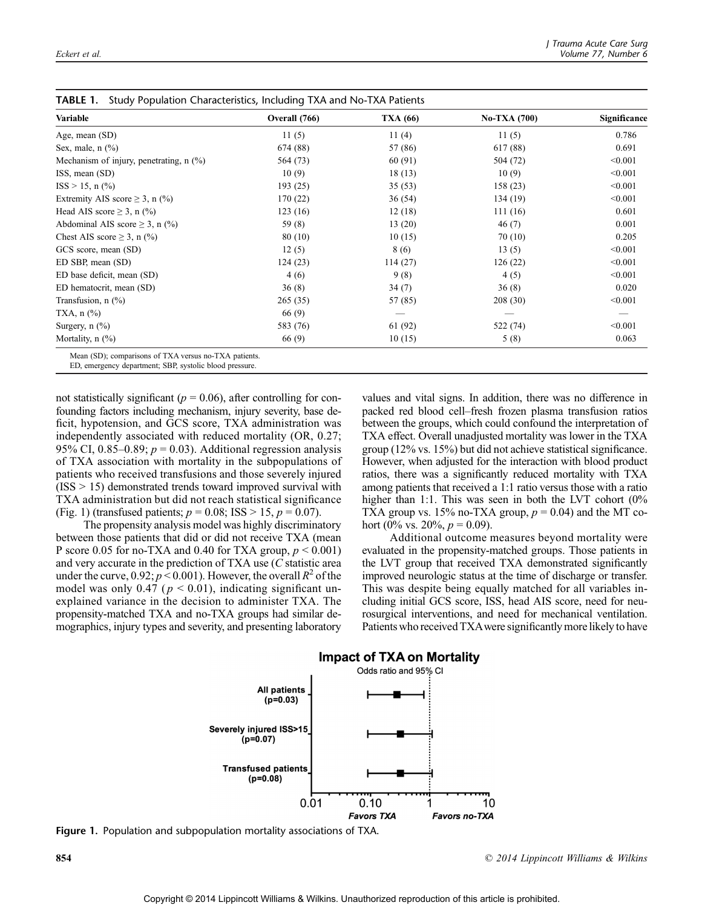**TABLE 1.** Study Population Characteristics, Including TXA and No-TXA Patients

| Variable | Overall (766) | TXA (66) | No-TXA (700) | Significance |
|---|---|---|---|---|
| Age, mean (SD) | 11 (5) | 11 (4) | 11 (5) | 0.786 |
| Sex, male, n (%) | 674 (88) | 57 (86) | 617 (88) | 0.691 |
| Mechanism of injury, penetrating, n (%) | 564 (73) | 60 (91) | 504 (72) | <0.001 |
| ISS, mean (SD) | 10 (9) | 18 (13) | 10 (9) | <0.001 |
| ISS > 15, n (%) | 193 (25) | 35 (53) | 158 (23) | <0.001 |
| Extremity AIS score ≥ 3, n (%) | 170 (22) | 36 (54) | 134 (19) | <0.001 |
| Head AIS score ≥ 3, n (%) | 123 (16) | 12 (18) | 111 (16) | 0.601 |
| Abdominal AIS score ≥ 3, n (%) | 59 (8) | 13 (20) | 46 (7) | 0.001 |
| Chest AIS score ≥ 3, n (%) | 80 (10) | 10 (15) | 70 (10) | 0.205 |
| GCS score, mean (SD) | 12 (5) | 8 (6) | 13 (5) | <0.001 |
| ED SBP, mean (SD) | 124 (23) | 114 (27) | 126 (22) | <0.001 |
| ED base deficit, mean (SD) | 4 (6) | 9 (8) | 4 (5) | <0.001 |
| ED hematocrit, mean (SD) | 36 (8) | 34 (7) | 36 (8) | 0.020 |
| Transfusion, n (%) | 265 (35) | 57 (85) | 208 (30) | <0.001 |
| TXA, n (%) | 66 (9) | — | — | — |
| Surgery, n (%) | 583 (76) | 61 (92) | 522 (74) | <0.001 |
| Mortality, n (%) | 66 (9) | 10 (15) | 5 (8) | 0.063 |

Mean (SD); comparisons of TXA versus no-TXA patients.
ED, emergency department; SBP, systolic blood pressure.

not statistically significant ($p = 0.06$), after controlling for confounding factors including mechanism, injury severity, base deficit, hypotension, and GCS score, TXA administration was independently associated with reduced mortality (OR, 0.27; 95% CI, 0.85–0.89; $p = 0.03$). Additional regression analysis of TXA association with mortality in the subpopulations of patients who received transfusions and those severely injured (ISS > 15) demonstrated trends toward improved survival with TXA administration but did not reach statistical significance (Fig. 1) (transfused patients; $p = 0.08$; ISS > 15, $p = 0.07$).

The propensity analysis model was highly discriminatory between those patients that did or did not receive TXA (mean P score 0.05 for no-TXA and 0.40 for TXA group, $p < 0.001$) and very accurate in the prediction of TXA use (*C* statistic area under the curve, 0.92; $p < 0.001$). However, the overall $R^2$ of the model was only 0.47 ($p < 0.01$), indicating significant unexplained variance in the decision to administer TXA. The propensity-matched TXA and no-TXA groups had similar demographics, injury types and severity, and presenting laboratory values and vital signs. In addition, there was no difference in packed red blood cell–fresh frozen plasma transfusion ratios between the groups, which could confound the interpretation of TXA effect. Overall unadjusted mortality was lower in the TXA group (12% vs. 15%) but did not achieve statistical significance. However, when adjusted for the interaction with blood product ratios, there was a significantly reduced mortality with TXA among patients that received a 1:1 ratio versus those with a ratio higher than 1:1. This was seen in both the LVT cohort (0% TXA group vs. 15% no-TXA group, $p = 0.04$) and the MT cohort (0% vs. 20%, $p = 0.09$).

Additional outcome measures beyond mortality were evaluated in the propensity-matched groups. Those patients in the LVT group that received TXA demonstrated significantly improved neurologic status at the time of discharge or transfer. This was despite being equally matched for all variables including initial GCS score, ISS, head AIS score, need for neurosurgical interventions, and need for mechanical ventilation. Patients who received TXA were significantly more likely to have

**Figure 1.** Population and subpopulation mortality associations of TXA.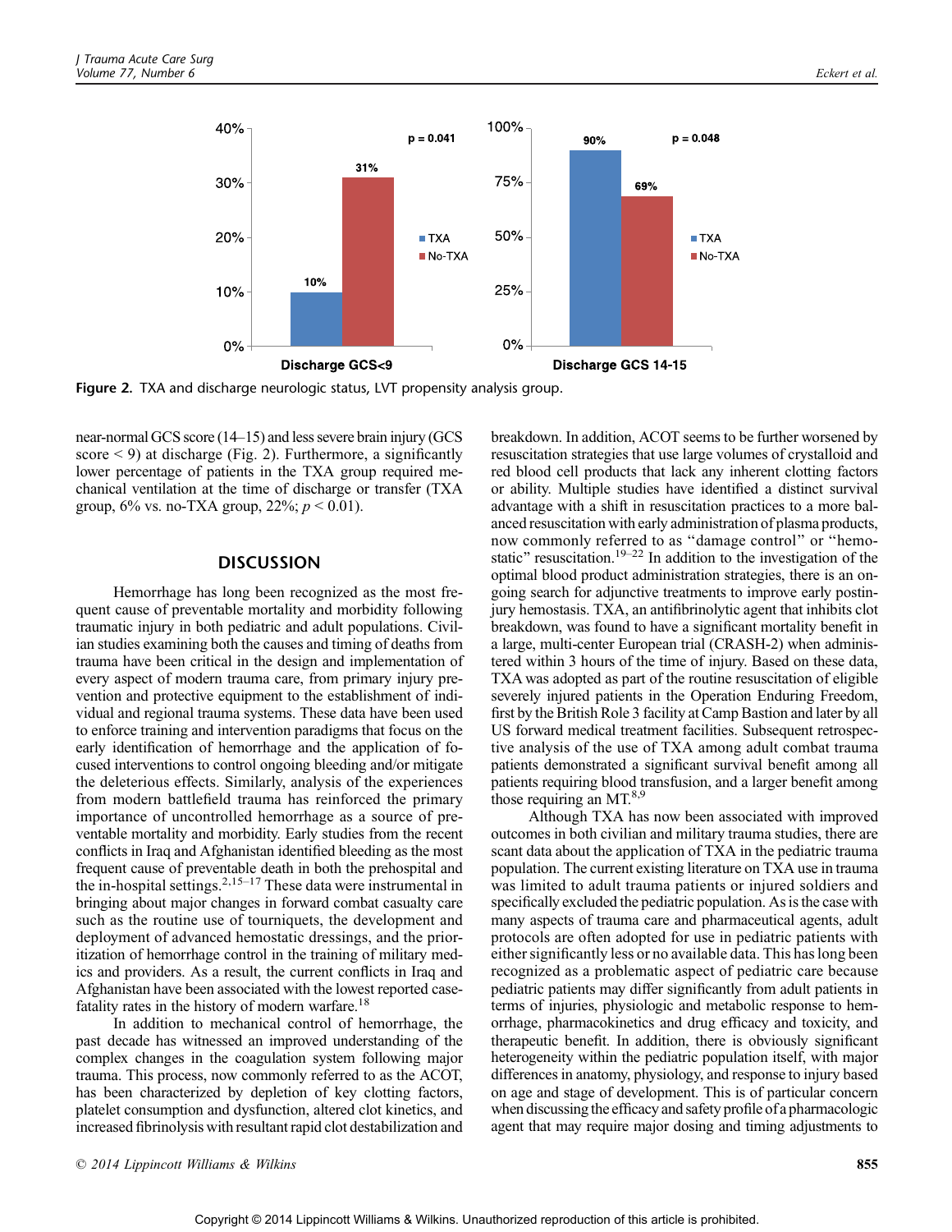40%

30%

20%

10%

0%

p = 0.041

31%

10%

TXA

No-TXA

Discharge GCS<9

100%

75%

50%

25%

0%

p = 0.048

90%

69%

TXA

No-TXA

Discharge GCS 14-15

**Figure 2.** TXA and discharge neurologic status, LVT propensity analysis group.

near-normal GCS score (14–15) and less severe brain injury (GCS score < 9) at discharge (Fig. 2). Furthermore, a significantly lower percentage of patients in the TXA group required mechanical ventilation at the time of discharge or transfer (TXA group, 6% vs. no-TXA group, 22%; $p < 0.01$).

## DISCUSSION

Hemorrhage has long been recognized as the most frequent cause of preventable mortality and morbidity following traumatic injury in both pediatric and adult populations. Civilian studies examining both the causes and timing of deaths from trauma have been critical in the design and implementation of every aspect of modern trauma care, from primary injury prevention and protective equipment to the establishment of individual and regional trauma systems. These data have been used to enforce training and intervention paradigms that focus on the early identification of hemorrhage and the application of focused interventions to control ongoing bleeding and/or mitigate the deleterious effects. Similarly, analysis of the experiences from modern battlefield trauma has reinforced the primary importance of uncontrolled hemorrhage as a source of preventable mortality and morbidity. Early studies from the recent conflicts in Iraq and Afghanistan identified bleeding as the most frequent cause of preventable death in both the prehospital and the in-hospital settings.[2,15–17] These data were instrumental in bringing about major changes in forward combat casualty care such as the routine use of tourniquets, the development and deployment of advanced hemostatic dressings, and the prioritization of hemorrhage control in the training of military medics and providers. As a result, the current conflicts in Iraq and Afghanistan have been associated with the lowest reported case-fatality rates in the history of modern warfare.[18]

In addition to mechanical control of hemorrhage, the past decade has witnessed an improved understanding of the complex changes in the coagulation system following major trauma. This process, now commonly referred to as the ACOT, has been characterized by depletion of key clotting factors, platelet consumption and dysfunction, altered clot kinetics, and increased fibrinolysis with resultant rapid clot destabilization and breakdown. In addition, ACOT seems to be further worsened by resuscitation strategies that use large volumes of crystalloid and red blood cell products that lack any inherent clotting factors or ability. Multiple studies have identified a distinct survival advantage with a shift in resuscitation practices to a more balanced resuscitation with early administration of plasma products, now commonly referred to as "damage control" or "hemostatic" resuscitation.[19–22] In addition to the investigation of the optimal blood product administration strategies, there is an ongoing search for adjunctive treatments to improve early postinjury hemostasis. TXA, an antifibrinolytic agent that inhibits clot breakdown, was found to have a significant mortality benefit in a large, multi-center European trial (CRASH-2) when administered within 3 hours of the time of injury. Based on these data, TXA was adopted as part of the routine resuscitation of eligible severely injured patients in the Operation Enduring Freedom, first by the British Role 3 facility at Camp Bastion and later by all US forward medical treatment facilities. Subsequent retrospective analysis of the use of TXA among adult combat trauma patients demonstrated a significant survival benefit among all patients requiring blood transfusion, and a larger benefit among those requiring an MT.[8,9]

Although TXA has now been associated with improved outcomes in both civilian and military trauma studies, there are scant data about the application of TXA in the pediatric trauma population. The current existing literature on TXA use in trauma was limited to adult trauma patients or injured soldiers and specifically excluded the pediatric population. As is the case with many aspects of trauma care and pharmaceutical agents, adult protocols are often adopted for use in pediatric patients with either significantly less or no available data. This has long been recognized as a problematic aspect of pediatric care because pediatric patients may differ significantly from adult patients in terms of injuries, physiologic and metabolic response to hemorrhage, pharmacokinetics and drug efficacy and toxicity, and therapeutic benefit. In addition, there is obviously significant heterogeneity within the pediatric population itself, with major differences in anatomy, physiology, and response to injury based on age and stage of development. This is of particular concern when discussing the efficacy and safety profile of a pharmacologic agent that may require major dosing and timing adjustments to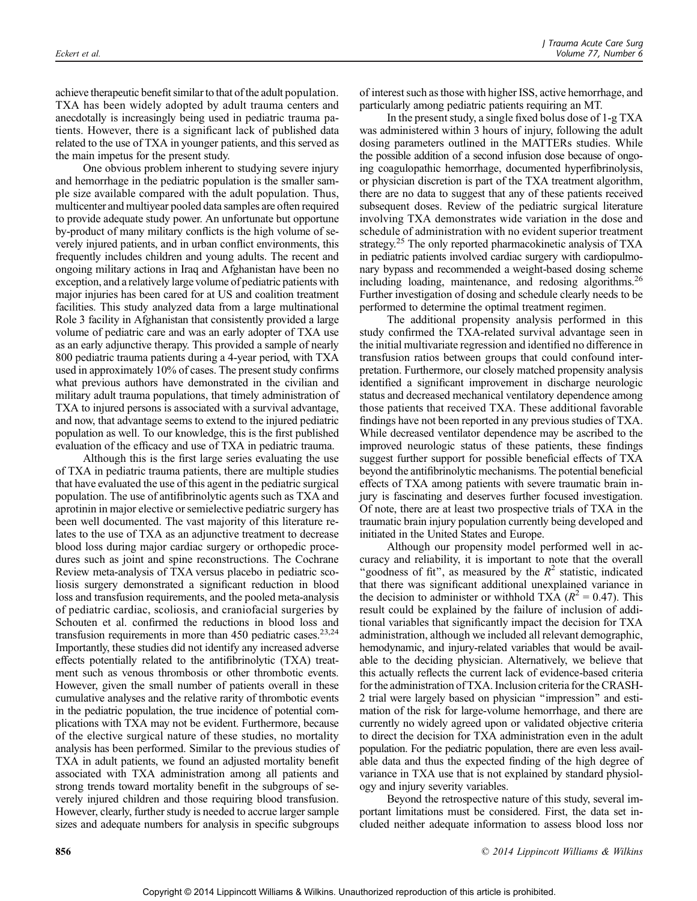achieve therapeutic benefit similar to that of the adult population. TXA has been widely adopted by adult trauma centers and anecdotally is increasingly being used in pediatric trauma patients. However, there is a significant lack of published data related to the use of TXA in younger patients, and this served as the main impetus for the present study.

One obvious problem inherent to studying severe injury and hemorrhage in the pediatric population is the smaller sample size available compared with the adult population. Thus, multicenter and multiyear pooled data samples are often required to provide adequate study power. An unfortunate but opportune by-product of many military conflicts is the high volume of severely injured patients, and in urban conflict environments, this frequently includes children and young adults. The recent and ongoing military actions in Iraq and Afghanistan have been no exception, and a relatively large volume of pediatric patients with major injuries has been cared for at US and coalition treatment facilities. This study analyzed data from a large multinational Role 3 facility in Afghanistan that consistently provided a large volume of pediatric care and was an early adopter of TXA use as an early adjunctive therapy. This provided a sample of nearly 800 pediatric trauma patients during a 4-year period, with TXA used in approximately 10% of cases. The present study confirms what previous authors have demonstrated in the civilian and military adult trauma populations, that timely administration of TXA to injured persons is associated with a survival advantage, and now, that advantage seems to extend to the injured pediatric population as well. To our knowledge, this is the first published evaluation of the efficacy and use of TXA in pediatric trauma.

Although this is the first large series evaluating the use of TXA in pediatric trauma patients, there are multiple studies that have evaluated the use of this agent in the pediatric surgical population. The use of antifibrinolytic agents such as TXA and aprotinin in major elective or semielective pediatric surgery has been well documented. The vast majority of this literature relates to the use of TXA as an adjunctive treatment to decrease blood loss during major cardiac surgery or orthopedic procedures such as joint and spine reconstructions. The Cochrane Review meta-analysis of TXA versus placebo in pediatric scoliosis surgery demonstrated a significant reduction in blood loss and transfusion requirements, and the pooled meta-analysis of pediatric cardiac, scoliosis, and craniofacial surgeries by Schouten et al. confirmed the reductions in blood loss and transfusion requirements in more than 450 pediatric cases.[23,24] Importantly, these studies did not identify any increased adverse effects potentially related to the antifibrinolytic (TXA) treatment such as venous thrombosis or other thrombotic events. However, given the small number of patients overall in these cumulative analyses and the relative rarity of thrombotic events in the pediatric population, the true incidence of potential complications with TXA may not be evident. Furthermore, because of the elective surgical nature of these studies, no mortality analysis has been performed. Similar to the previous studies of TXA in adult patients, we found an adjusted mortality benefit associated with TXA administration among all patients and strong trends toward mortality benefit in the subgroups of severely injured children and those requiring blood transfusion. However, clearly, further study is needed to accrue larger sample sizes and adequate numbers for analysis in specific subgroups of interest such as those with higher ISS, active hemorrhage, and particularly among pediatric patients requiring an MT.

In the present study, a single fixed bolus dose of 1-g TXA was administered within 3 hours of injury, following the adult dosing parameters outlined in the MATTERs studies. While the possible addition of a second infusion dose because of ongoing coagulopathic hemorrhage, documented hyperfibrinolysis, or physician discretion is part of the TXA treatment algorithm, there are no data to suggest that any of these patients received subsequent doses. Review of the pediatric surgical literature involving TXA demonstrates wide variation in the dose and schedule of administration with no evident superior treatment strategy.[25] The only reported pharmacokinetic analysis of TXA in pediatric patients involved cardiac surgery with cardiopulmonary bypass and recommended a weight-based dosing scheme including loading, maintenance, and redosing algorithms.[26] Further investigation of dosing and schedule clearly needs to be performed to determine the optimal treatment regimen.

The additional propensity analysis performed in this study confirmed the TXA-related survival advantage seen in the initial multivariate regression and identified no difference in transfusion ratios between groups that could confound interpretation. Furthermore, our closely matched propensity analysis identified a significant improvement in discharge neurologic status and decreased mechanical ventilatory dependence among those patients that received TXA. These additional favorable findings have not been reported in any previous studies of TXA. While decreased ventilator dependence may be ascribed to the improved neurologic status of these patients, these findings suggest further support for possible beneficial effects of TXA beyond the antifibrinolytic mechanisms. The potential beneficial effects of TXA among patients with severe traumatic brain injury is fascinating and deserves further focused investigation. Of note, there are at least two prospective trials of TXA in the traumatic brain injury population currently being developed and initiated in the United States and Europe.

Although our propensity model performed well in accuracy and reliability, it is important to note that the overall "goodness of fit", as measured by the $R^2$ statistic, indicated that there was significant additional unexplained variance in the decision to administer or withhold TXA ($R^2 = 0.47$). This result could be explained by the failure of inclusion of additional variables that significantly impact the decision for TXA administration, although we included all relevant demographic, hemodynamic, and injury-related variables that would be available to the deciding physician. Alternatively, we believe that this actually reflects the current lack of evidence-based criteria for the administration of TXA. Inclusion criteria for the CRASH-2 trial were largely based on physician "impression" and estimation of the risk for large-volume hemorrhage, and there are currently no widely agreed upon or validated objective criteria to direct the decision for TXA administration even in the adult population. For the pediatric population, there are even less available data and thus the expected finding of the high degree of variance in TXA use that is not explained by standard physiology and injury severity variables.

Beyond the retrospective nature of this study, several important limitations must be considered. First, the data set included neither adequate information to assess blood loss nor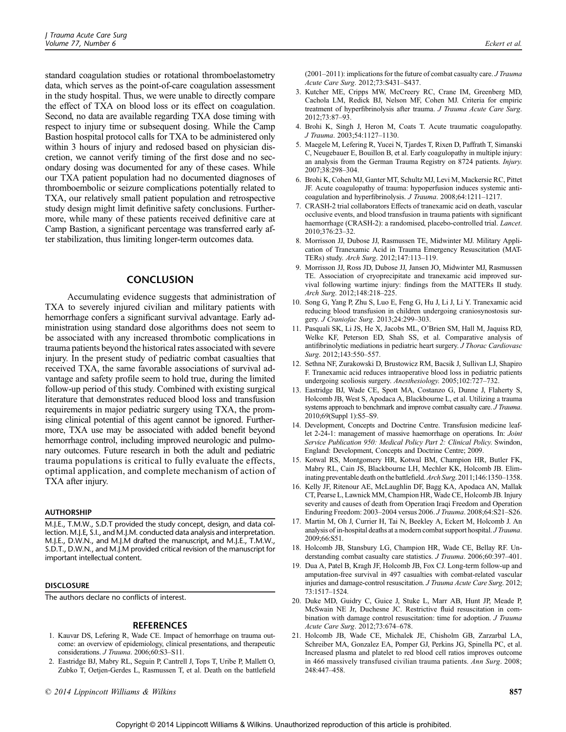standard coagulation studies or rotational thromboelastometry data, which serves as the point-of-care coagulation assessment in the study hospital. Thus, we were unable to directly compare the effect of TXA on blood loss or its effect on coagulation. Second, no data are available regarding TXA dose timing with respect to injury time or subsequent dosing. While the Camp Bastion hospital protocol calls for TXA to be administered only within 3 hours of injury and redosed based on physician discretion, we cannot verify timing of the first dose and no secondary dosing was documented for any of these cases. While our TXA patient population had no documented diagnoses of thromboembolic or seizure complications potentially related to TXA, our relatively small patient population and retrospective study design might limit definitive safety conclusions. Furthermore, while many of these patients received definitive care at Camp Bastion, a significant percentage was transferred early after stabilization, thus limiting longer-term outcomes data.

## CONCLUSION

Accumulating evidence suggests that administration of TXA to severely injured civilian and military patients with hemorrhage confers a significant survival advantage. Early administration using standard dose algorithms does not seem to be associated with any increased thrombotic complications in trauma patients beyond the historical rates associated with severe injury. In the present study of pediatric combat casualties that received TXA, the same favorable associations of survival advantage and safety profile seem to hold true, during the limited follow-up period of this study. Combined with existing surgical literature that demonstrates reduced blood loss and transfusion requirements in major pediatric surgery using TXA, the promising clinical potential of this agent cannot be ignored. Furthermore, TXA use may be associated with added benefit beyond hemorrhage control, including improved neurologic and pulmonary outcomes. Future research in both the adult and pediatric trauma populations is critical to fully evaluate the effects, optimal application, and complete mechanism of action of TXA after injury.

### AUTHORSHIP

M.J.E., T.M.W., S.D.T provided the study concept, design, and data collection. M.J.E, S.I., and M.J.M. conducted data analysis and interpretation. M.J.E., D.W.N., and M.J.M drafted the manuscript, and M.J.E., T.M.W., S.D.T., D.W.N., and M.J.M provided critical revision of the manuscript for important intellectual content.

### DISCLOSURE

The authors declare no conflicts of interest.

## REFERENCES

1. Kauvar DS, Lefering R, Wade CE. Impact of hemorrhage on trauma outcome: an overview of epidemiology, clinical presentations, and therapeutic considerations. *J Trauma*. 2006;60:S3–S11.
2. Eastridge BJ, Mabry RL, Seguin P, Cantrell J, Tops T, Uribe P, Mallett O, Zubko T, Oetjen-Gerdes L, Rasmussen T, et al. Death on the battlefield (2001–2011): implications for the future of combat casualty care. *J Trauma Acute Care Surg*. 2012;73:S431–S437.
3. Kutcher ME, Cripps MW, McCreery RC, Crane IM, Greenberg MD, Cachola LM, Redick BJ, Nelson MF, Cohen MJ. Criteria for empiric treatment of hyperfibrinolysis after trauma. *J Trauma Acute Care Surg*. 2012;73:87–93.
4. Brohi K, Singh J, Heron M, Coats T. Acute traumatic coagulopathy. *J Trauma*. 2003;54:1127–1130.
5. Maegele M, Lefering R, Yucei N, Tjardes T, Rixen D, Paffrath T, Simanski C, Neugebauer E, Bouillon B, et al. Early coagulopathy in multiple injury: an analysis from the German Trauma Registry on 8724 patients. *Injury*. 2007;38:298–304.
6. Brohi K, Cohen MJ, Ganter MT, Schultz MJ, Levi M, Mackersie RC, Pittet JF. Acute coagulopathy of trauma: hypoperfusion induces systemic anticoagulation and hyperfibrinolysis. *J Trauma*. 2008;64:1211–1217.
7. CRASH-2 trial collaborators Effects of tranexamic acid on death, vascular occlusive events, and blood transfusion in trauma patients with significant haemorrhage (CRASH-2): a randomised, placebo-controlled trial. *Lancet*. 2010;376:23–32.
8. Morrisson JJ, Dubose JJ, Rasmussen TE, Midwinter MJ. Military Application of Tranexamic Acid in Trauma Emergency Resuscitation (MATTERs) study. *Arch Surg*. 2012;147:113–119.
9. Morrisson JJ, Ross JD, Dubose JJ, Jansen JO, Midwinter MJ, Rasmussen TE. Association of cryoprecipitate and tranexamic acid improved survival following wartime injury: findings from the MATTERs II study. *Arch Surg*. 2012;148:218–225.
10. Song G, Yang P, Zhu S, Luo E, Feng G, Hu J, Li J, Li Y. Tranexamic acid reducing blood transfusion in children undergoing craniosynostosis surgery. *J Craniofac Surg*. 2013;24:299–303.
11. Pasquali SK, Li JS, He X, Jacobs ML, O'Brien SM, Hall M, Jaquiss RD, Welke KF, Peterson ED, Shah SS, et al. Comparative analysis of antifibrinolytic mediations in pediatric heart surgery. *J Thorac Cardiovasc Surg*. 2012;143:550–557.
12. Sethna NF, Zurakowski D, Brustowicz RM, Bacsik J, Sullivan LJ, Shapiro F. Tranexamic acid reduces intraoperative blood loss in pediatric patients undergoing scoliosis surgery. *Anesthesiology*. 2005;102:727–732.
13. Eastridge BJ, Wade CE, Spott MA, Costanzo G, Dunne J, Flaherty S, Holcomb JB, West S, Apodaca A, Blackbourne L, et al. Utilizing a trauma systems approach to benchmark and improve combat casualty care. *J Trauma*. 2010;69(Suppl 1):S5–S9.
14. Development, Concepts and Doctrine Centre. Transfusion medicine leaflet 2-24-1: management of massive haemorrhage on operations. In: *Joint Service Publication 950: Medical Policy Part 2: Clinical Policy*. Swindon, England: Development, Concepts and Doctrine Centre; 2009.
15. Kotwal RS, Montgomery HR, Kotwal BM, Champion HR, Butler FK, Mabry RL, Cain JS, Blackbourne LH, Mechler KK, Holcomb JB. Eliminating preventable death on the battlefield. *Arch Surg*. 2011;146:1350–1358.
16. Kelly JF, Ritenour AE, McLaughlin DF, Bagg KA, Apodaca AN, Mallak CT, Pearse L, Lawnick MM, Champion HR, Wade CE, Holcomb JB. Injury severity and causes of death from Operation Iraqi Freedom and Operation Enduring Freedom: 2003–2004 versus 2006. *J Trauma*. 2008;64:S21–S26.
17. Martin M, Oh J, Currier H, Tai N, Beekley A, Eckert M, Holcomb J. An analysis of in-hospital deaths at a modern combat support hospital. *J Trauma*. 2009;66:S51.
18. Holcomb JB, Stansbury LG, Champion HR, Wade CE, Bellay RF. Understanding combat casualty care statistics. *J Trauma*. 2006;60:397–401.
19. Dua A, Patel B, Kragh JF, Holcomb JB, Fox CJ. Long-term follow-up and amputation-free survival in 497 casualties with combat-related vascular injuries and damage-control resuscitation. *J Trauma Acute Care Surg*. 2012; 73:1517–1524.
20. Duke MD, Guidry C, Guice J, Stuke L, Marr AB, Hunt JP, Meade P, McSwain NE Jr, Duchesne JC. Restrictive fluid resuscitation in combination with damage control resuscitation: time for adoption. *J Trauma Acute Care Surg*. 2012;73:674–678.
21. Holcomb JB, Wade CE, Michalek JE, Chisholm GB, Zarzarbal LA, Schreiber MA, Gonzalez EA, Pomper GJ, Perkins JG, Spinella PC, et al. Increased plasma and platelet to red blood cell ratios improves outcome in 466 massively transfused civilian trauma patients. *Ann Surg*. 2008; 248:447–458.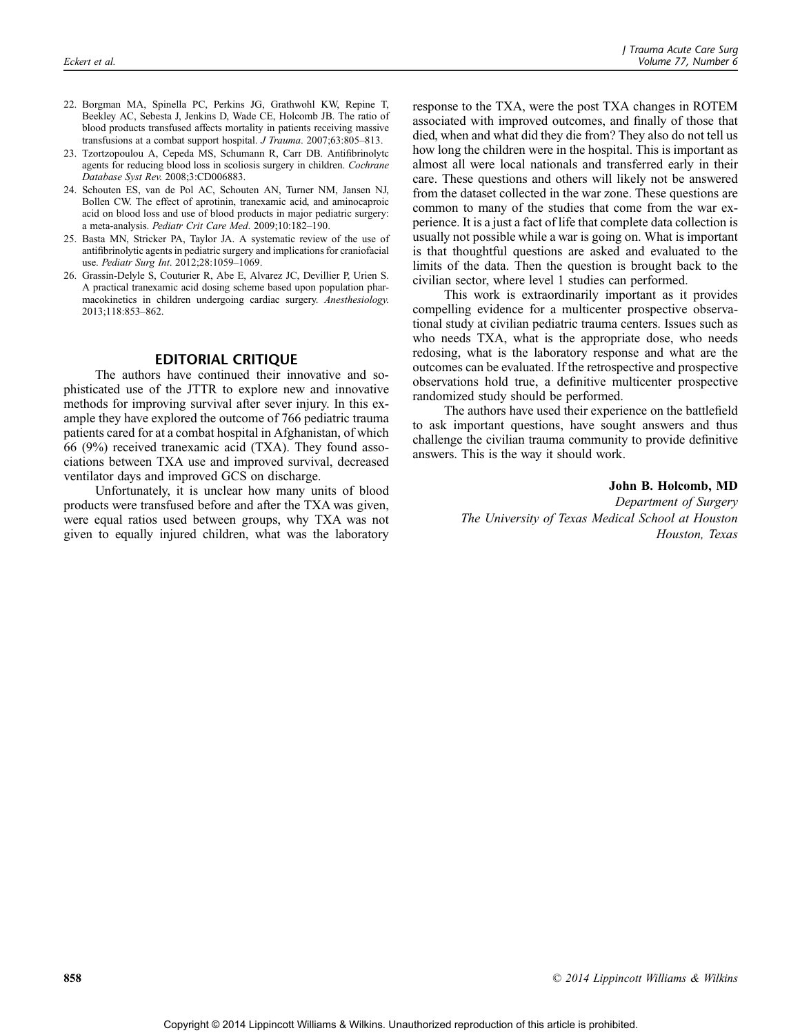22. Borgman MA, Spinella PC, Perkins JG, Grathwohl KW, Repine T, Beekley AC, Sebesta J, Jenkins D, Wade CE, Holcomb JB. The ratio of blood products transfused affects mortality in patients receiving massive transfusions at a combat support hospital. *J Trauma*. 2007;63:805–813.
23. Tzortzopoulou A, Cepeda MS, Schumann R, Carr DB. Antifibrinolytc agents for reducing blood loss in scoliosis surgery in children. *Cochrane Database Syst Rev.* 2008;3:CD006883.
24. Schouten ES, van de Pol AC, Schouten AN, Turner NM, Jansen NJ, Bollen CW. The effect of aprotinin, tranexamic acid, and aminocaproic acid on blood loss and use of blood products in major pediatric surgery: a meta-analysis. *Pediatr Crit Care Med*. 2009;10:182–190.
25. Basta MN, Stricker PA, Taylor JA. A systematic review of the use of antifibrinolytic agents in pediatric surgery and implications for craniofacial use. *Pediatr Surg Int*. 2012;28:1059–1069.
26. Grassin-Delyle S, Couturier R, Abe E, Alvarez JC, Devillier P, Urien S. A practical tranexamic acid dosing scheme based upon population pharmacokinetics in children undergoing cardiac surgery. *Anesthesiology*. 2013;118:853–862.

## EDITORIAL CRITIQUE

The authors have continued their innovative and sophisticated use of the JTTR to explore new and innovative methods for improving survival after sever injury. In this example they have explored the outcome of 766 pediatric trauma patients cared for at a combat hospital in Afghanistan, of which 66 (9%) received tranexamic acid (TXA). They found associations between TXA use and improved survival, decreased ventilator days and improved GCS on discharge.

Unfortunately, it is unclear how many units of blood products were transfused before and after the TXA was given, were equal ratios used between groups, why TXA was not given to equally injured children, what was the laboratory response to the TXA, were the post TXA changes in ROTEM associated with improved outcomes, and finally of those that died, when and what did they die from? They also do not tell us how long the children were in the hospital. This is important as almost all were local nationals and transferred early in their care. These questions and others will likely not be answered from the dataset collected in the war zone. These questions are common to many of the studies that come from the war experience. It is a just a fact of life that complete data collection is usually not possible while a war is going on. What is important is that thoughtful questions are asked and evaluated to the limits of the data. Then the question is brought back to the civilian sector, where level 1 studies can performed.

This work is extraordinarily important as it provides compelling evidence for a multicenter prospective observational study at civilian pediatric trauma centers. Issues such as who needs TXA, what is the appropriate dose, who needs redosing, what is the laboratory response and what are the outcomes can be evaluated. If the retrospective and prospective observations hold true, a definitive multicenter prospective randomized study should be performed.

The authors have used their experience on the battlefield to ask important questions, have sought answers and thus challenge the civilian trauma community to provide definitive answers. This is the way it should work.

**John B. Holcomb, MD**
*Department of Surgery*
*The University of Texas Medical School at Houston*
*Houston, Texas*